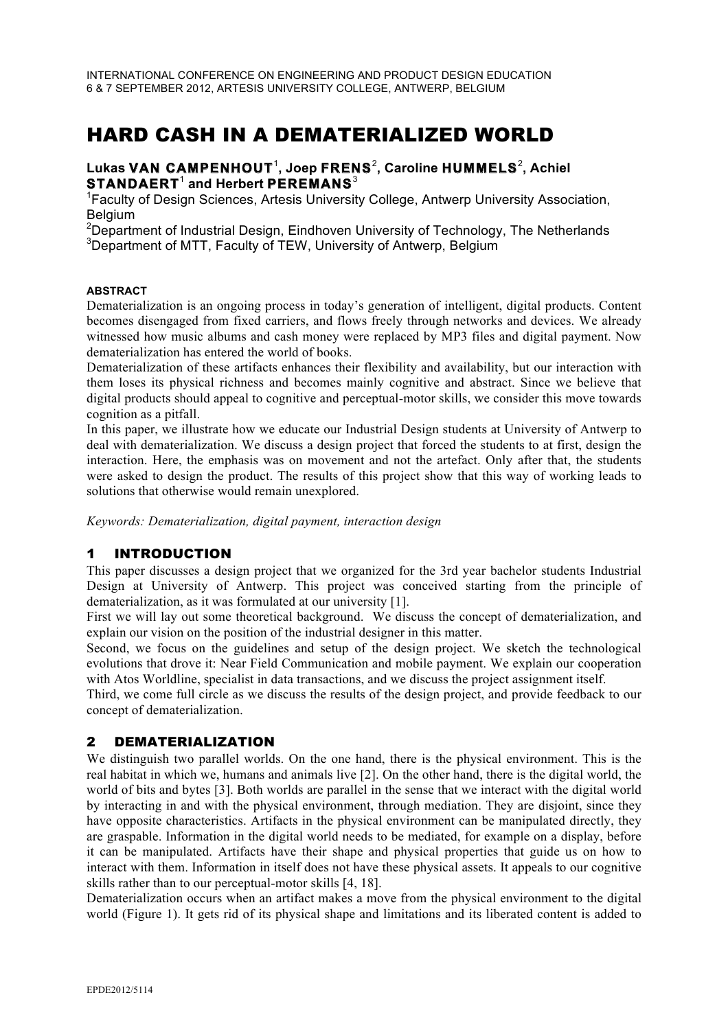INTERNATIONAL CONFERENCE ON ENGINEERING AND PRODUCT DESIGN EDUCATION
6 & 7 SEPTEMBER 2012, ARTESIS UNIVERSITY COLLEGE, ANTWERP, BELGIUM

# HARD CASH IN A DEMATERIALIZED WORLD

**Lukas VAN CAMPENHOUT[1], Joep FRENS[2], Caroline HUMMELS[2], Achiel STANDAERT[1] and Herbert PEREMANS[3]**

[1]Faculty of Design Sciences, Artesis University College, Antwerp University Association, Belgium
[2]Department of Industrial Design, Eindhoven University of Technology, The Netherlands
[3]Department of MTT, Faculty of TEW, University of Antwerp, Belgium

### ABSTRACT

Dematerialization is an ongoing process in today's generation of intelligent, digital products. Content becomes disengaged from fixed carriers, and flows freely through networks and devices. We already witnessed how music albums and cash money were replaced by MP3 files and digital payment. Now dematerialization has entered the world of books.

Dematerialization of these artifacts enhances their flexibility and availability, but our interaction with them loses its physical richness and becomes mainly cognitive and abstract. Since we believe that digital products should appeal to cognitive and perceptual-motor skills, we consider this move towards cognition as a pitfall.

In this paper, we illustrate how we educate our Industrial Design students at University of Antwerp to deal with dematerialization. We discuss a design project that forced the students to at first, design the interaction. Here, the emphasis was on movement and not the artefact. Only after that, the students were asked to design the product. The results of this project show that this way of working leads to solutions that otherwise would remain unexplored.

*Keywords: Dematerialization, digital payment, interaction design*

## 1 INTRODUCTION

This paper discusses a design project that we organized for the 3rd year bachelor students Industrial Design at University of Antwerp. This project was conceived starting from the principle of dematerialization, as it was formulated at our university [1].

First we will lay out some theoretical background. We discuss the concept of dematerialization, and explain our vision on the position of the industrial designer in this matter.

Second, we focus on the guidelines and setup of the design project. We sketch the technological evolutions that drove it: Near Field Communication and mobile payment. We explain our cooperation with Atos Worldline, specialist in data transactions, and we discuss the project assignment itself.

Third, we come full circle as we discuss the results of the design project, and provide feedback to our concept of dematerialization.

## 2 DEMATERIALIZATION

We distinguish two parallel worlds. On the one hand, there is the physical environment. This is the real habitat in which we, humans and animals live [2]. On the other hand, there is the digital world, the world of bits and bytes [3]. Both worlds are parallel in the sense that we interact with the digital world by interacting in and with the physical environment, through mediation. They are disjoint, since they have opposite characteristics. Artifacts in the physical environment can be manipulated directly, they are graspable. Information in the digital world needs to be mediated, for example on a display, before it can be manipulated. Artifacts have their shape and physical properties that guide us on how to interact with them. Information in itself does not have these physical assets. It appeals to our cognitive skills rather than to our perceptual-motor skills [4, 18].

Dematerialization occurs when an artifact makes a move from the physical environment to the digital world (Figure 1). It gets rid of its physical shape and limitations and its liberated content is added to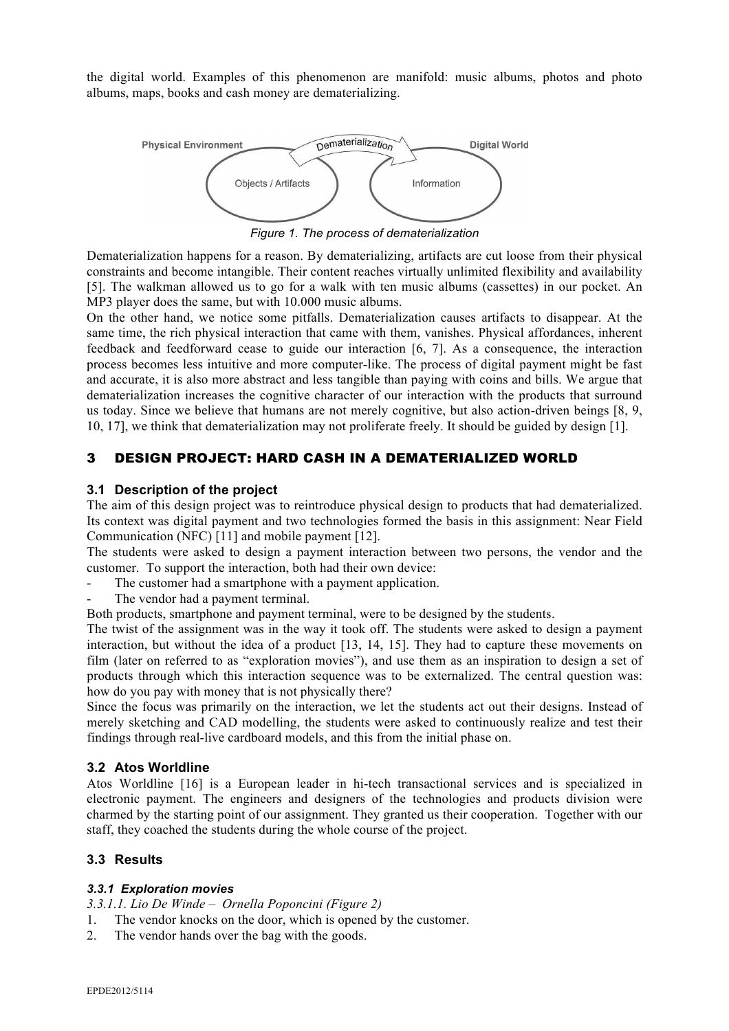the digital world. Examples of this phenomenon are manifold: music albums, photos and photo albums, maps, books and cash money are dematerializing.

Physical Environment

Dematerialization

Digital World

Objects / Artifacts

Information

*Figure 1. The process of dematerialization*

Dematerialization happens for a reason. By dematerializing, artifacts are cut loose from their physical constraints and become intangible. Their content reaches virtually unlimited flexibility and availability [5]. The walkman allowed us to go for a walk with ten music albums (cassettes) in our pocket. An MP3 player does the same, but with 10.000 music albums.

On the other hand, we notice some pitfalls. Dematerialization causes artifacts to disappear. At the same time, the rich physical interaction that came with them, vanishes. Physical affordances, inherent feedback and feedforward cease to guide our interaction [6, 7]. As a consequence, the interaction process becomes less intuitive and more computer-like. The process of digital payment might be fast and accurate, it is also more abstract and less tangible than paying with coins and bills. We argue that dematerialization increases the cognitive character of our interaction with the products that surround us today. Since we believe that humans are not merely cognitive, but also action-driven beings [8, 9, 10, 17], we think that dematerialization may not proliferate freely. It should be guided by design [1].

## 3 DESIGN PROJECT: HARD CASH IN A DEMATERIALIZED WORLD

### 3.1 Description of the project

The aim of this design project was to reintroduce physical design to products that had dematerialized. Its context was digital payment and two technologies formed the basis in this assignment: Near Field Communication (NFC) [11] and mobile payment [12].

The students were asked to design a payment interaction between two persons, the vendor and the customer. To support the interaction, both had their own device:

- The customer had a smartphone with a payment application.
- The vendor had a payment terminal.

Both products, smartphone and payment terminal, were to be designed by the students.

The twist of the assignment was in the way it took off. The students were asked to design a payment interaction, but without the idea of a product [13, 14, 15]. They had to capture these movements on film (later on referred to as "exploration movies"), and use them as an inspiration to design a set of products through which this interaction sequence was to be externalized. The central question was: how do you pay with money that is not physically there?

Since the focus was primarily on the interaction, we let the students act out their designs. Instead of merely sketching and CAD modelling, the students were asked to continuously realize and test their findings through real-live cardboard models, and this from the initial phase on.

### 3.2 Atos Worldline

Atos Worldline [16] is a European leader in hi-tech transactional services and is specialized in electronic payment. The engineers and designers of the technologies and products division were charmed by the starting point of our assignment. They granted us their cooperation. Together with our staff, they coached the students during the whole course of the project.

### 3.3 Results

#### *3.3.1 Exploration movies*

*3.3.1.1. Lio De Winde – Ornella Poponcini (Figure 2)*

1. The vendor knocks on the door, which is opened by the customer.
2. The vendor hands over the bag with the goods.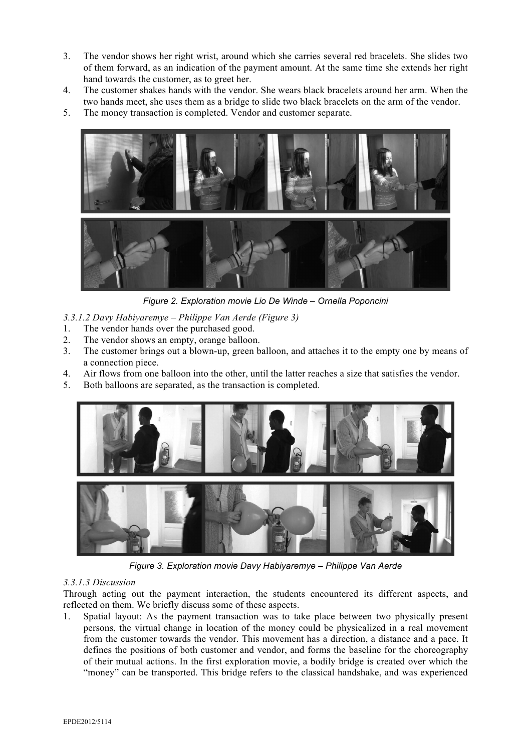3. The vendor shows her right wrist, around which she carries several red bracelets. She slides two of them forward, as an indication of the payment amount. At the same time she extends her right hand towards the customer, as to greet her.
4. The customer shakes hands with the vendor. She wears black bracelets around her arm. When the two hands meet, she uses them as a bridge to slide two black bracelets on the arm of the vendor.
5. The money transaction is completed. Vendor and customer separate.

*Figure 2. Exploration movie Lio De Winde – Ornella Poponcini*

*3.3.1.2 Davy Habiyaremye – Philippe Van Aerde (Figure 3)*

1. The vendor hands over the purchased good.
2. The vendor shows an empty, orange balloon.
3. The customer brings out a blown-up, green balloon, and attaches it to the empty one by means of a connection piece.
4. Air flows from one balloon into the other, until the latter reaches a size that satisfies the vendor.
5. Both balloons are separated, as the transaction is completed.

*Figure 3. Exploration movie Davy Habiyaremye – Philippe Van Aerde*

*3.3.1.3 Discussion*

Through acting out the payment interaction, the students encountered its different aspects, and reflected on them. We briefly discuss some of these aspects.

1. Spatial layout: As the payment transaction was to take place between two physically present persons, the virtual change in location of the money could be physicalized in a real movement from the customer towards the vendor. This movement has a direction, a distance and a pace. It defines the positions of both customer and vendor, and forms the baseline for the choreography of their mutual actions. In the first exploration movie, a bodily bridge is created over which the "money" can be transported. This bridge refers to the classical handshake, and was experienced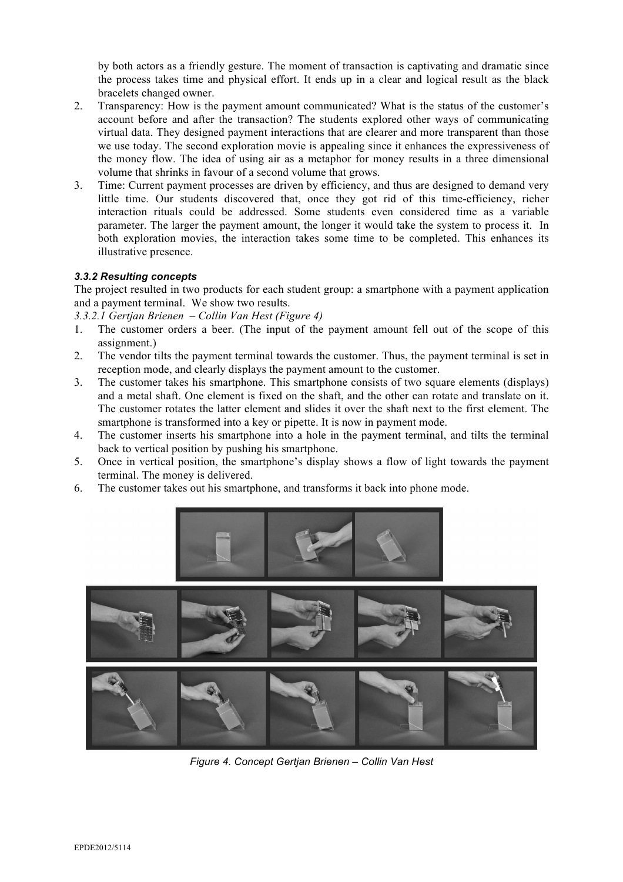by both actors as a friendly gesture. The moment of transaction is captivating and dramatic since the process takes time and physical effort. It ends up in a clear and logical result as the black bracelets changed owner.

2. Transparency: How is the payment amount communicated? What is the status of the customer's account before and after the transaction? The students explored other ways of communicating virtual data. They designed payment interactions that are clearer and more transparent than those we use today. The second exploration movie is appealing since it enhances the expressiveness of the money flow. The idea of using air as a metaphor for money results in a three dimensional volume that shrinks in favour of a second volume that grows.
3. Time: Current payment processes are driven by efficiency, and thus are designed to demand very little time. Our students discovered that, once they got rid of this time-efficiency, richer interaction rituals could be addressed. Some students even considered time as a variable parameter. The larger the payment amount, the longer it would take the system to process it. In both exploration movies, the interaction takes some time to be completed. This enhances its illustrative presence.

#### *3.3.2 Resulting concepts*

The project resulted in two products for each student group: a smartphone with a payment application and a payment terminal. We show two results.

*3.3.2.1 Gertjan Brienen – Collin Van Hest (Figure 4)*

1. The customer orders a beer. (The input of the payment amount fell out of the scope of this assignment.)
2. The vendor tilts the payment terminal towards the customer. Thus, the payment terminal is set in reception mode, and clearly displays the payment amount to the customer.
3. The customer takes his smartphone. This smartphone consists of two square elements (displays) and a metal shaft. One element is fixed on the shaft, and the other can rotate and translate on it. The customer rotates the latter element and slides it over the shaft next to the first element. The smartphone is transformed into a key or pipette. It is now in payment mode.
4. The customer inserts his smartphone into a hole in the payment terminal, and tilts the terminal back to vertical position by pushing his smartphone.
5. Once in vertical position, the smartphone's display shows a flow of light towards the payment terminal. The money is delivered.
6. The customer takes out his smartphone, and transforms it back into phone mode.

*Figure 4. Concept Gertjan Brienen – Collin Van Hest*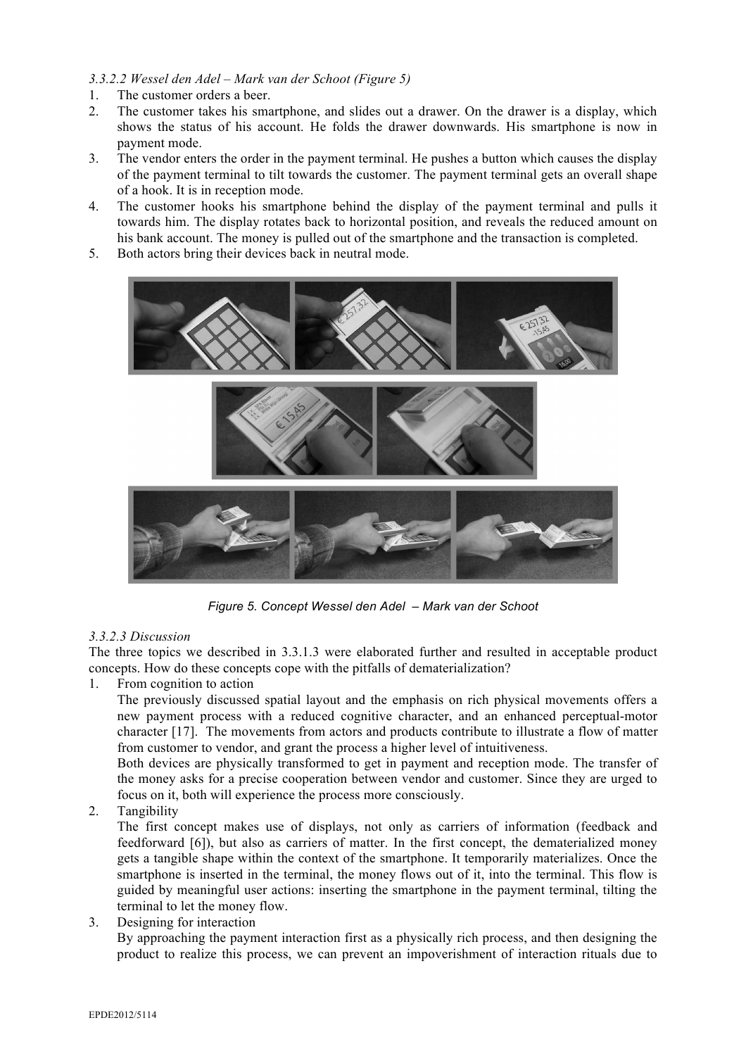*3.3.2.2 Wessel den Adel – Mark van der Schoot (Figure 5)*

1. The customer orders a beer.
2. The customer takes his smartphone, and slides out a drawer. On the drawer is a display, which shows the status of his account. He folds the drawer downwards. His smartphone is now in payment mode.
3. The vendor enters the order in the payment terminal. He pushes a button which causes the display of the payment terminal to tilt towards the customer. The payment terminal gets an overall shape of a hook. It is in reception mode.
4. The customer hooks his smartphone behind the display of the payment terminal and pulls it towards him. The display rotates back to horizontal position, and reveals the reduced amount on his bank account. The money is pulled out of the smartphone and the transaction is completed.
5. Both actors bring their devices back in neutral mode.

*Figure 5. Concept Wessel den Adel – Mark van der Schoot*

*3.3.2.3 Discussion*

The three topics we described in 3.3.1.3 were elaborated further and resulted in acceptable product concepts. How do these concepts cope with the pitfalls of dematerialization?

1. From cognition to action

   The previously discussed spatial layout and the emphasis on rich physical movements offers a new payment process with a reduced cognitive character, and an enhanced perceptual-motor character [17]. The movements from actors and products contribute to illustrate a flow of matter from customer to vendor, and grant the process a higher level of intuitiveness.

   Both devices are physically transformed to get in payment and reception mode. The transfer of the money asks for a precise cooperation between vendor and customer. Since they are urged to focus on it, both will experience the process more consciously.

2. Tangibility

   The first concept makes use of displays, not only as carriers of information (feedback and feedforward [6]), but also as carriers of matter. In the first concept, the dematerialized money gets a tangible shape within the context of the smartphone. It temporarily materializes. Once the smartphone is inserted in the terminal, the money flows out of it, into the terminal. This flow is guided by meaningful user actions: inserting the smartphone in the payment terminal, tilting the terminal to let the money flow.

3. Designing for interaction

   By approaching the payment interaction first as a physically rich process, and then designing the product to realize this process, we can prevent an impoverishment of interaction rituals due to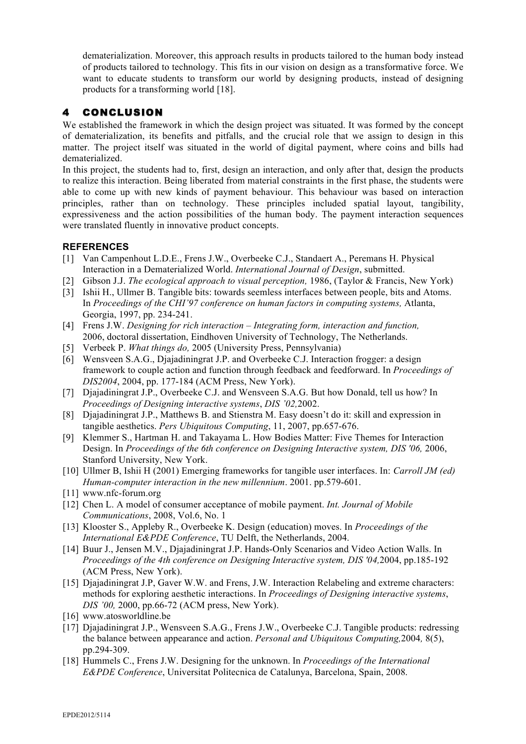dematerialization. Moreover, this approach results in products tailored to the human body instead of products tailored to technology. This fits in our vision on design as a transformative force. We want to educate students to transform our world by designing products, instead of designing products for a transforming world [18].

## 4 CONCLUSION

We established the framework in which the design project was situated. It was formed by the concept of dematerialization, its benefits and pitfalls, and the crucial role that we assign to design in this matter. The project itself was situated in the world of digital payment, where coins and bills had dematerialized.

In this project, the students had to, first, design an interaction, and only after that, design the products to realize this interaction. Being liberated from material constraints in the first phase, the students were able to come up with new kinds of payment behaviour. This behaviour was based on interaction principles, rather than on technology. These principles included spatial layout, tangibility, expressiveness and the action possibilities of the human body. The payment interaction sequences were translated fluently in innovative product concepts.

### REFERENCES

[1] Van Campenhout L.D.E., Frens J.W., Overbeeke C.J., Standaert A., Peremans H. Physical Interaction in a Dematerialized World. *International Journal of Design*, submitted.

[2] Gibson J.J. *The ecological approach to visual perception,* 1986, (Taylor & Francis, New York)

[3] Ishii H., Ullmer B. Tangible bits: towards seemless interfaces between people, bits and Atoms. In *Proceedings of the CHI'97 conference on human factors in computing systems,* Atlanta, Georgia, 1997, pp. 234-241.

[4] Frens J.W. *Designing for rich interaction – Integrating form, interaction and function,* 2006, doctoral dissertation, Eindhoven University of Technology, The Netherlands.

[5] Verbeek P. *What things do,* 2005 (University Press, Pennsylvania)

[6] Wensveen S.A.G., Djajadiningrat J.P. and Overbeeke C.J. Interaction frogger: a design framework to couple action and function through feedback and feedforward. In *Proceedings of DIS2004*, 2004, pp. 177-184 (ACM Press, New York).

[7] Djajadiningrat J.P., Overbeeke C.J. and Wensveen S.A.G. But how Donald, tell us how? In *Proceedings of Designing interactive systems*, *DIS '02,*2002.

[8] Djajadiningrat J.P., Matthews B. and Stienstra M. Easy doesn't do it: skill and expression in tangible aesthetics. *Pers Ubiquitous Computing*, 11, 2007, pp.657-676.

[9] Klemmer S., Hartman H. and Takayama L. How Bodies Matter: Five Themes for Interaction Design. In *Proceedings of the 6th conference on Designing Interactive system, DIS '06,* 2006, Stanford University, New York.

[10] Ullmer B, Ishii H (2001) Emerging frameworks for tangible user interfaces. In: *Carroll JM (ed) Human-computer interaction in the new millennium*. 2001. pp.579-601.

[11] www.nfc-forum.org

[12] Chen L. A model of consumer acceptance of mobile payment. *Int. Journal of Mobile Communications*, 2008, Vol.6, No. 1

[13] Klooster S., Appleby R., Overbeeke K. Design (education) moves. In *Proceedings of the International E&PDE Conference*, TU Delft, the Netherlands, 2004.

[14] Buur J., Jensen M.V., Djajadiningrat J.P. Hands-Only Scenarios and Video Action Walls. In *Proceedings of the 4th conference on Designing Interactive system, DIS '04,*2004, pp.185-192 (ACM Press, New York).

[15] Djajadiningrat J.P, Gaver W.W. and Frens, J.W. Interaction Relabeling and extreme characters: methods for exploring aesthetic interactions. In *Proceedings of Designing interactive systems*, *DIS '00,* 2000, pp.66-72 (ACM press, New York).

[16] www.atosworldline.be

[17] Djajadiningrat J.P., Wensveen S.A.G., Frens J.W., Overbeeke C.J. Tangible products: redressing the balance between appearance and action. *Personal and Ubiquitous Computing,*2004*,* 8(5), pp.294-309.

[18] Hummels C., Frens J.W. Designing for the unknown. In *Proceedings of the International E&PDE Conference*, Universitat Politecnica de Catalunya, Barcelona, Spain, 2008.